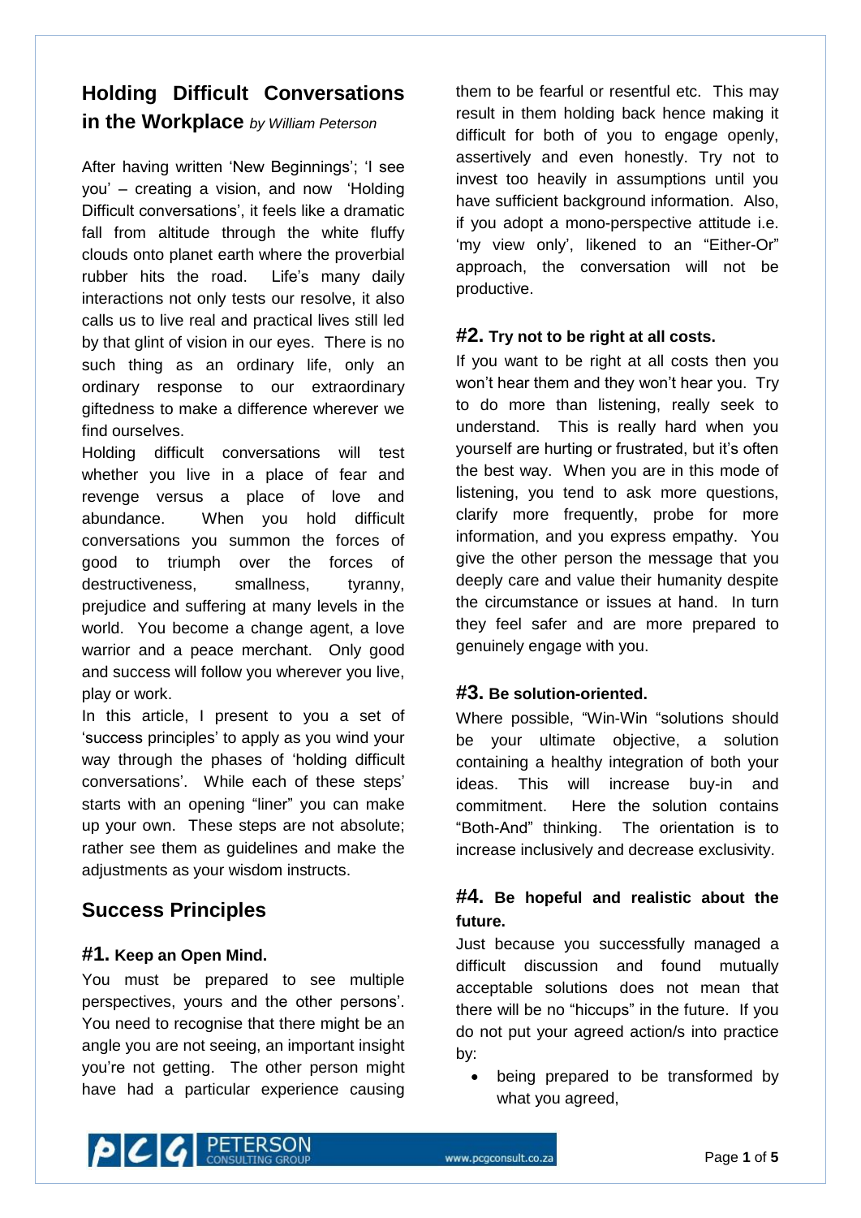# Holding Difficult Conversations in the Workplace *by William Peterson*

After having written 'New Beginnings'; 'I see you' – creating a vision, and now 'Holding Difficult conversations', it feels like a dramatic fall from altitude through the white fluffy clouds onto planet earth where the proverbial rubber hits the road. Life's many daily interactions not only tests our resolve, it also calls us to live real and practical lives still led by that glint of vision in our eyes. There is no such thing as an ordinary life, only an ordinary response to our extraordinary giftedness to make a difference wherever we find ourselves.

Holding difficult conversations will test whether you live in a place of fear and revenge versus a place of love and abundance. When you hold difficult conversations you summon the forces of good to triumph over the forces of destructiveness, smallness, tyranny, prejudice and suffering at many levels in the world. You become a change agent, a love warrior and a peace merchant. Only good and success will follow you wherever you live, play or work.

In this article, I present to you a set of 'success principles' to apply as you wind your way through the phases of 'holding difficult conversations'. While each of these steps' starts with an opening "liner" you can make up your own. These steps are not absolute; rather see them as guidelines and make the adjustments as your wisdom instructs.

## Success Principles

### #1. Keep an Open Mind.

You must be prepared to see multiple perspectives, yours and the other persons'. You need to recognise that there might be an angle you are not seeing, an important insight you're not getting. The other person might have had a particular experience causing them to be fearful or resentful etc. This may result in them holding back hence making it difficult for both of you to engage openly, assertively and even honestly. Try not to invest too heavily in assumptions until you have sufficient background information. Also, if you adopt a mono-perspective attitude i.e. 'my view only', likened to an "Either-Or" approach, the conversation will not be productive.

### #2. Try not to be right at all costs.

If you want to be right at all costs then you won't hear them and they won't hear you. Try to do more than listening, really seek to understand. This is really hard when you yourself are hurting or frustrated, but it's often the best way. When you are in this mode of listening, you tend to ask more questions, clarify more frequently, probe for more information, and you express empathy. You give the other person the message that you deeply care and value their humanity despite the circumstance or issues at hand. In turn they feel safer and are more prepared to genuinely engage with you.

### #3. Be solution-oriented.

Where possible, "Win-Win "solutions should be your ultimate objective, a solution containing a healthy integration of both your ideas. This will increase buy-in and commitment. Here the solution contains "Both-And" thinking. The orientation is to increase inclusively and decrease exclusivity.

### #4. Be hopeful and realistic about the future.

Just because you successfully managed a difficult discussion and found mutually acceptable solutions does not mean that there will be no "hiccups" in the future. If you do not put your agreed action/s into practice by:

- being prepared to be transformed by what you agreed,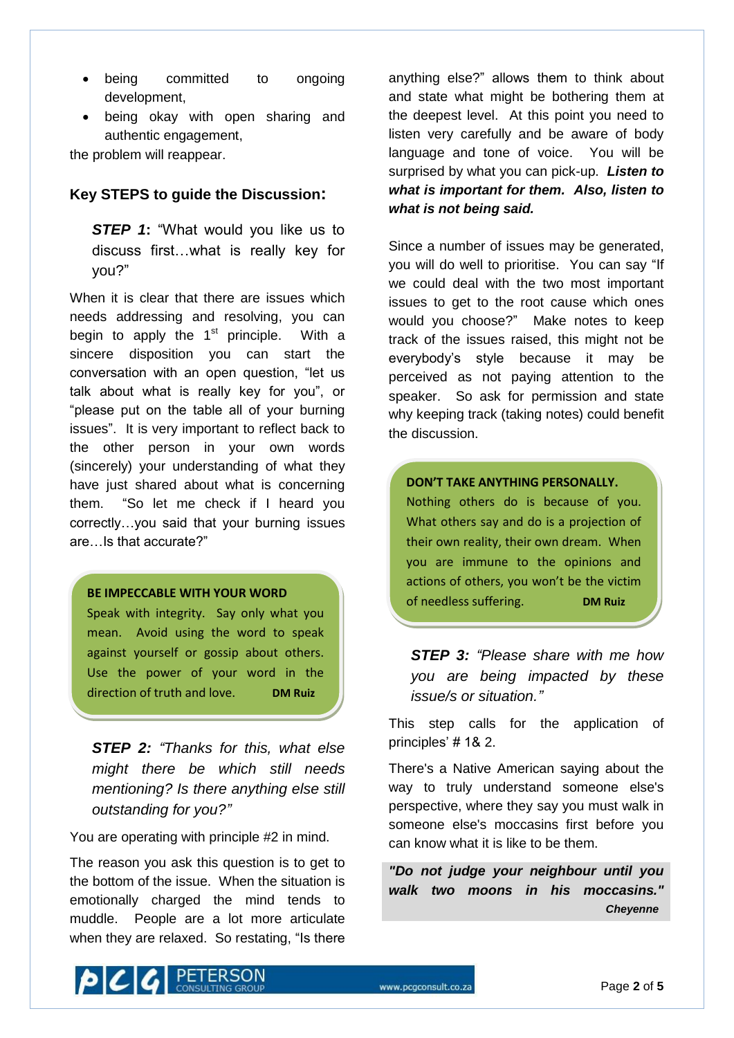- being committed to ongoing development,
- being okay with open sharing and authentic engagement,

the problem will reappear.

## Key STEPS to guide the Discussion:

> ***STEP 1*****:** "What would you like us to discuss first…what is really key for you?"

When it is clear that there are issues which needs addressing and resolving, you can begin to apply the 1st principle. With a sincere disposition you can start the conversation with an open question, "let us talk about what is really key for you", or "please put on the table all of your burning issues". It is very important to reflect back to the other person in your own words (sincerely) your understanding of what they have just shared about what is concerning them. "So let me check if I heard you correctly…you said that your burning issues are…Is that accurate?"

> **BE IMPECCABLE WITH YOUR WORD**
>
> Speak with integrity. Say only what you mean. Avoid using the word to speak against yourself or gossip about others. Use the power of your word in the direction of truth and love. **DM Ruiz**

> ***STEP 2:*** *"Thanks for this, what else might there be which still needs mentioning? Is there anything else still outstanding for you?"*

You are operating with principle #2 in mind.

The reason you ask this question is to get to the bottom of the issue. When the situation is emotionally charged the mind tends to muddle. People are a lot more articulate when they are relaxed. So restating, "Is there anything else?" allows them to think about and state what might be bothering them at the deepest level. At this point you need to listen very carefully and be aware of body language and tone of voice. You will be surprised by what you can pick-up. ***Listen to what is important for them. Also, listen to what is not being said.***

Since a number of issues may be generated, you will do well to prioritise. You can say "If we could deal with the two most important issues to get to the root cause which ones would you choose?" Make notes to keep track of the issues raised, this might not be everybody's style because it may be perceived as not paying attention to the speaker. So ask for permission and state why keeping track (taking notes) could benefit the discussion.

> **DON'T TAKE ANYTHING PERSONALLY.**
>
> Nothing others do is because of you. What others say and do is a projection of their own reality, their own dream. When you are immune to the opinions and actions of others, you won't be the victim of needless suffering. **DM Ruiz**

> ***STEP 3:*** *"Please share with me how you are being impacted by these issue/s or situation."*

This step calls for the application of principles' # 1& 2.

There's a Native American saying about the way to truly understand someone else's perspective, where they say you must walk in someone else's moccasins first before you can know what it is like to be them.

> ***"Do not judge your neighbour until you walk two moons in his moccasins."***
>
> ***Cheyenne***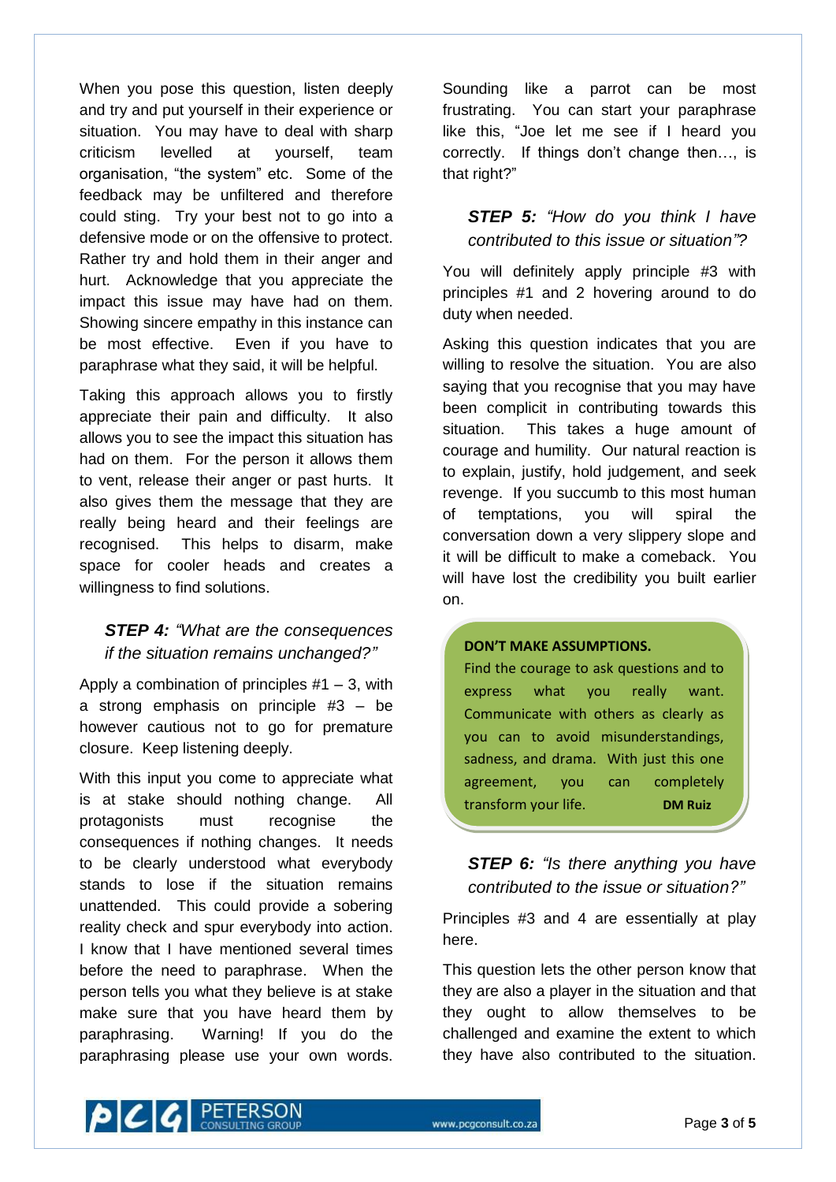When you pose this question, listen deeply and try and put yourself in their experience or situation. You may have to deal with sharp criticism levelled at yourself, team organisation, "the system" etc. Some of the feedback may be unfiltered and therefore could sting. Try your best not to go into a defensive mode or on the offensive to protect. Rather try and hold them in their anger and hurt. Acknowledge that you appreciate the impact this issue may have had on them. Showing sincere empathy in this instance can be most effective. Even if you have to paraphrase what they said, it will be helpful.

Taking this approach allows you to firstly appreciate their pain and difficulty. It also allows you to see the impact this situation has had on them. For the person it allows them to vent, release their anger or past hurts. It also gives them the message that they are really being heard and their feelings are recognised. This helps to disarm, make space for cooler heads and creates a willingness to find solutions.

### ***STEP 4:*** *"What are the consequences if the situation remains unchanged?"*

Apply a combination of principles #1 – 3, with a strong emphasis on principle #3 – be however cautious not to go for premature closure. Keep listening deeply.

With this input you come to appreciate what is at stake should nothing change. All protagonists must recognise the consequences if nothing changes. It needs to be clearly understood what everybody stands to lose if the situation remains unattended. This could provide a sobering reality check and spur everybody into action. I know that I have mentioned several times before the need to paraphrase. When the person tells you what they believe is at stake make sure that you have heard them by paraphrasing. Warning! If you do the paraphrasing please use your own words. Sounding like a parrot can be most frustrating. You can start your paraphrase like this, "Joe let me see if I heard you correctly. If things don't change then…, is that right?"

### ***STEP 5:*** *"How do you think I have contributed to this issue or situation"?*

You will definitely apply principle #3 with principles #1 and 2 hovering around to do duty when needed.

Asking this question indicates that you are willing to resolve the situation. You are also saying that you recognise that you may have been complicit in contributing towards this situation. This takes a huge amount of courage and humility. Our natural reaction is to explain, justify, hold judgement, and seek revenge. If you succumb to this most human of temptations, you will spiral the conversation down a very slippery slope and it will be difficult to make a comeback. You will have lost the credibility you built earlier on.

> **DON'T MAKE ASSUMPTIONS.**
> Find the courage to ask questions and to express what you really want. Communicate with others as clearly as you can to avoid misunderstandings, sadness, and drama. With just this one agreement, you can completely transform your life. **DM Ruiz**

### ***STEP 6:*** *"Is there anything you have contributed to the issue or situation?"*

Principles #3 and 4 are essentially at play here.

This question lets the other person know that they are also a player in the situation and that they ought to allow themselves to be challenged and examine the extent to which they have also contributed to the situation.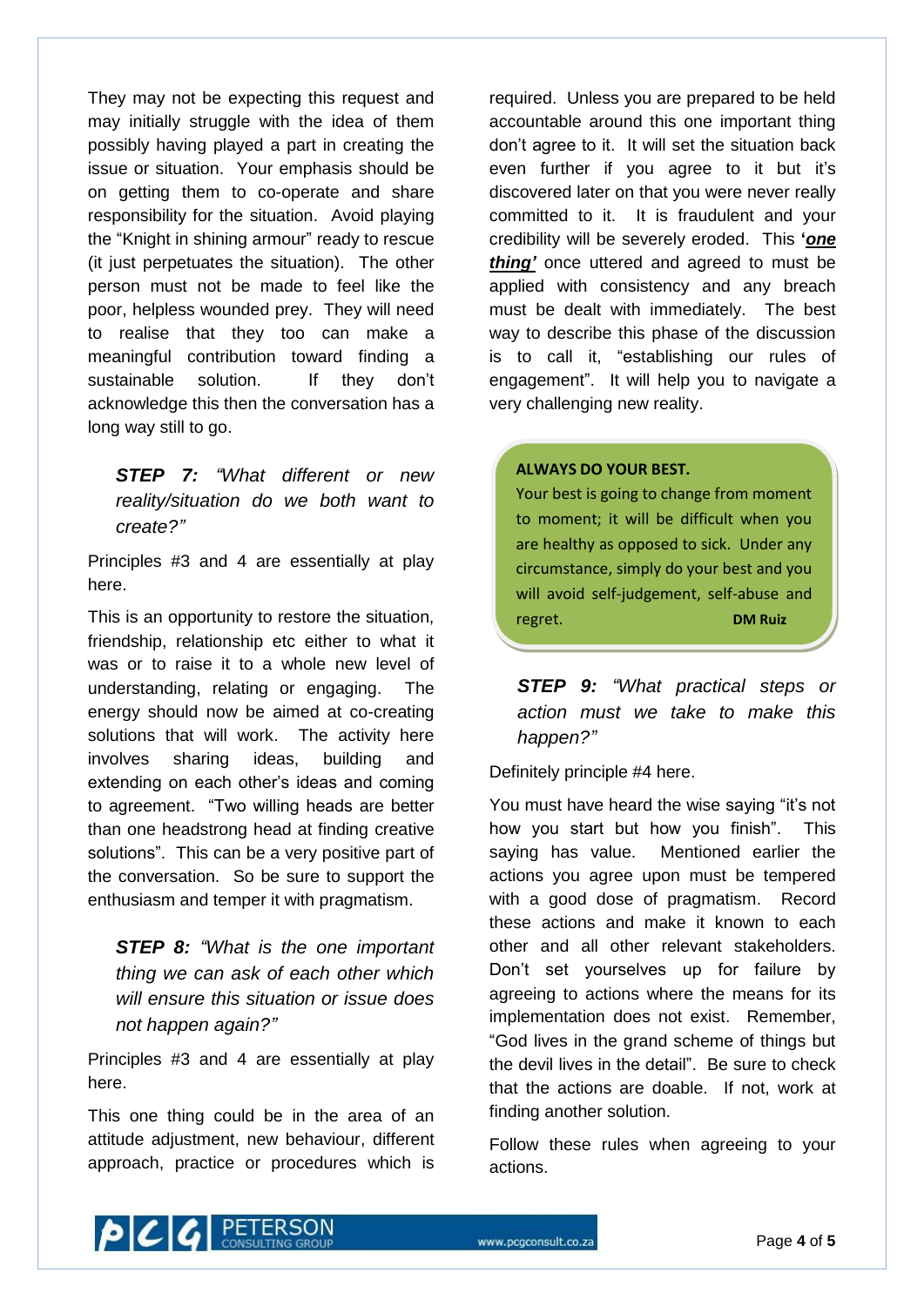They may not be expecting this request and may initially struggle with the idea of them possibly having played a part in creating the issue or situation. Your emphasis should be on getting them to co-operate and share responsibility for the situation. Avoid playing the "Knight in shining armour" ready to rescue (it just perpetuates the situation). The other person must not be made to feel like the poor, helpless wounded prey. They will need to realise that they too can make a meaningful contribution toward finding a sustainable solution. If they don't acknowledge this then the conversation has a long way still to go.

***STEP 7:** "What different or new reality/situation do we both want to create?"*

Principles #3 and 4 are essentially at play here.

This is an opportunity to restore the situation, friendship, relationship etc either to what it was or to raise it to a whole new level of understanding, relating or engaging. The energy should now be aimed at co-creating solutions that will work. The activity here involves sharing ideas, building and extending on each other's ideas and coming to agreement. "Two willing heads are better than one headstrong head at finding creative solutions". This can be a very positive part of the conversation. So be sure to support the enthusiasm and temper it with pragmatism.

***STEP 8:** "What is the one important thing we can ask of each other which will ensure this situation or issue does not happen again?"*

Principles #3 and 4 are essentially at play here.

This one thing could be in the area of an attitude adjustment, new behaviour, different approach, practice or procedures which is required. Unless you are prepared to be held accountable around this one important thing don't agree to it. It will set the situation back even further if you agree to it but it's discovered later on that you were never really committed to it. It is fraudulent and your credibility will be severely eroded. This **'*<u>one thing</u>*'** once uttered and agreed to must be applied with consistency and any breach must be dealt with immediately. The best way to describe this phase of the discussion is to call it, "establishing our rules of engagement". It will help you to navigate a very challenging new reality.

> **ALWAYS DO YOUR BEST.**
> Your best is going to change from moment to moment; it will be difficult when you are healthy as opposed to sick. Under any circumstance, simply do your best and you will avoid self-judgement, self-abuse and regret. **DM Ruiz**

***STEP 9:** "What practical steps or action must we take to make this happen?"*

Definitely principle #4 here.

You must have heard the wise saying "it's not how you start but how you finish". This saying has value. Mentioned earlier the actions you agree upon must be tempered with a good dose of pragmatism. Record these actions and make it known to each other and all other relevant stakeholders. Don't set yourselves up for failure by agreeing to actions where the means for its implementation does not exist. Remember, "God lives in the grand scheme of things but the devil lives in the detail". Be sure to check that the actions are doable. If not, work at finding another solution.

Follow these rules when agreeing to your actions.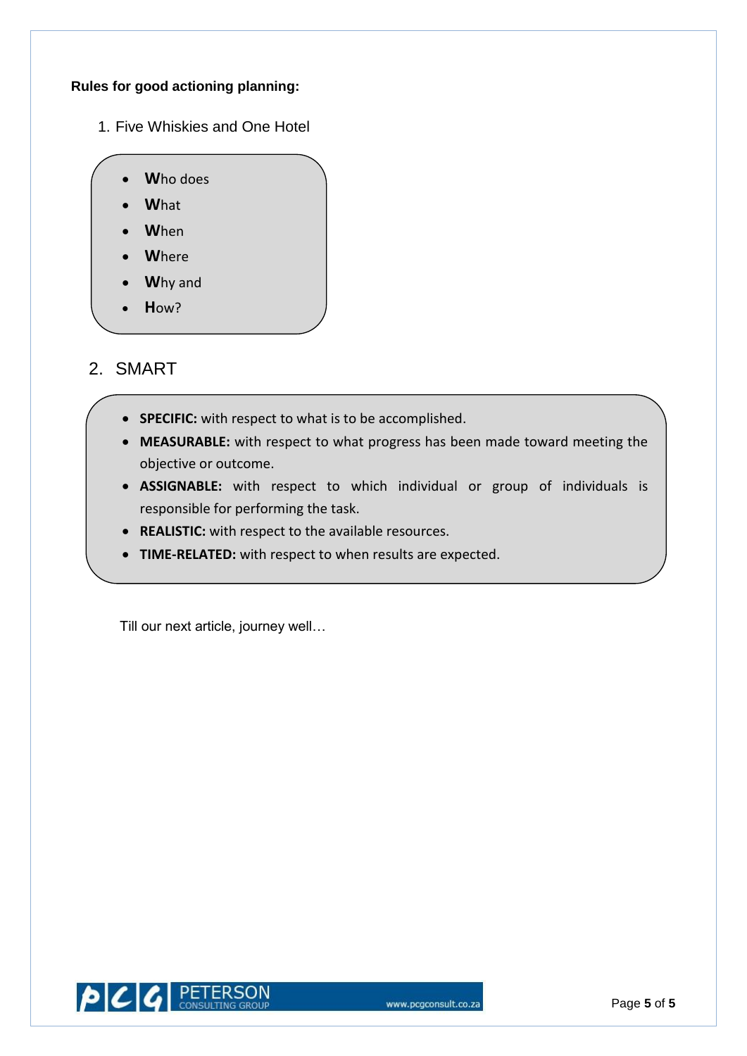**Rules for good actioning planning:**

1. Five Whiskies and One Hotel

- **W**ho does
- **W**hat
- **W**hen
- **W**here
- **W**hy and
- **H**ow?

2. SMART

- **SPECIFIC:** with respect to what is to be accomplished.
- **MEASURABLE:** with respect to what progress has been made toward meeting the objective or outcome.
- **ASSIGNABLE:** with respect to which individual or group of individuals is responsible for performing the task.
- **REALISTIC:** with respect to the available resources.
- **TIME-RELATED:** with respect to when results are expected.

Till our next article, journey well…